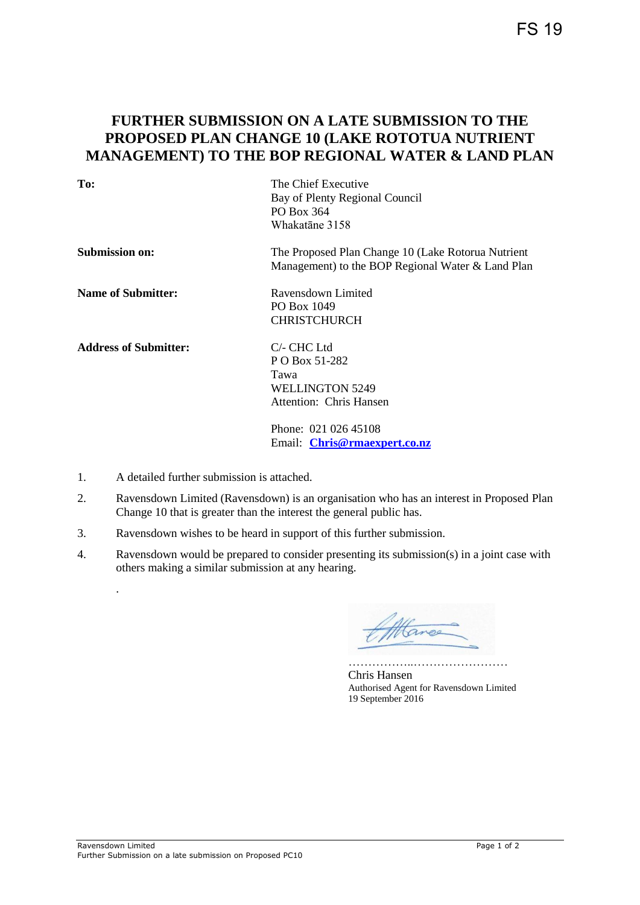FS 19

# FURTHER SUBMISSION ON A LATE SUBMISSION TO THE PROPOSED PLAN CHANGE 10 (LAKE ROTOTUA NUTRIENT MANAGEMENT) TO THE BOP REGIONAL WATER & LAND PLAN

| | |
|---|---|
| **To:** | The Chief Executive<br>Bay of Plenty Regional Council<br>PO Box 364<br>Whakatāne 3158 |
| **Submission on:** | The Proposed Plan Change 10 (Lake Rotorua Nutrient Management) to the BOP Regional Water & Land Plan |
| **Name of Submitter:** | Ravensdown Limited<br>PO Box 1049<br>CHRISTCHURCH |
| **Address of Submitter:** | C/- CHC Ltd<br>P O Box 51-282<br>Tawa<br>WELLINGTON 5249<br>Attention: Chris Hansen<br><br>Phone: 021 026 45108<br>Email: **Chris@rmaexpert.co.nz** |

1. A detailed further submission is attached.
2. Ravensdown Limited (Ravensdown) is an organisation who has an interest in Proposed Plan Change 10 that is greater than the interest the general public has.
3. Ravensdown wishes to be heard in support of this further submission.
4. Ravensdown would be prepared to consider presenting its submission(s) in a joint case with others making a similar submission at any hearing.

.

……………..……………………

Chris Hansen
Authorised Agent for Ravensdown Limited
19 September 2016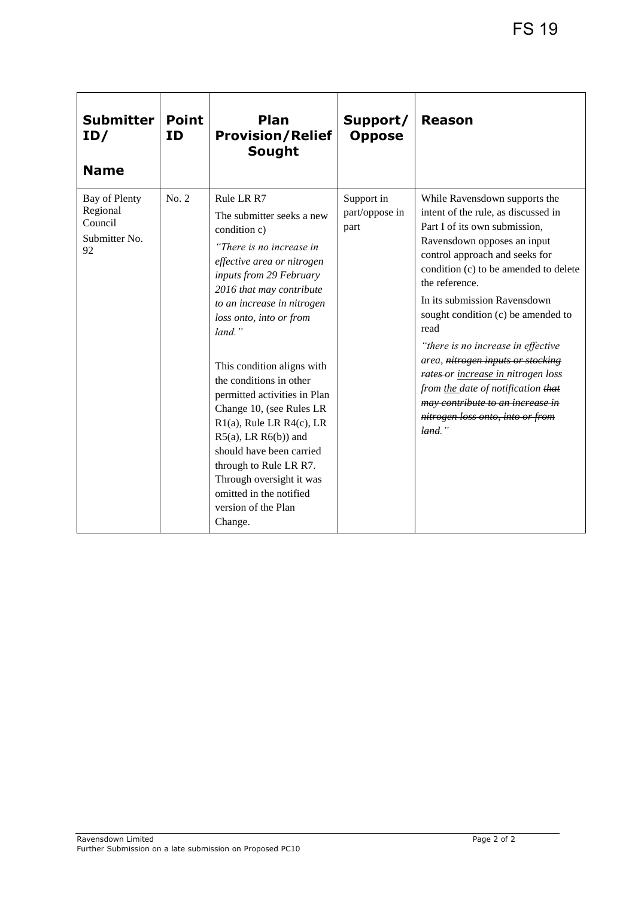FS 19

| **Submitter ID/ Name** | **Point ID** | **Plan Provision/Relief Sought** | **Support/ Oppose** | **Reason** |
|---|---|---|---|---|
| Bay of Plenty Regional Council<br>Submitter No. 92 | No. 2 | Rule LR R7<br>The submitter seeks a new condition c)<br>*"There is no increase in effective area or nitrogen inputs from 29 February 2016 that may contribute to an increase in nitrogen loss onto, into or from land."*<br><br>This condition aligns with the conditions in other permitted activities in Plan Change 10, (see Rules LR R1(a), Rule LR R4(c), LR R5(a), LR R6(b)) and should have been carried through to Rule LR R7. Through oversight it was omitted in the notified version of the Plan Change. | Support in part/oppose in part | While Ravensdown supports the intent of the rule, as discussed in Part I of its own submission, Ravensdown opposes an input control approach and seeks for condition (c) to be amended to delete the reference.<br>In its submission Ravensdown sought condition (c) be amended to read<br>*"there is no increase in effective area, ~~nitrogen inputs or stocking rates~~ or <u>increase in</u> nitrogen loss from <u>the</u> date of notification ~~that may contribute to an increase in nitrogen loss onto, into or from land~~."* |

Ravensdown Limited
Further Submission on a late submission on Proposed PC10